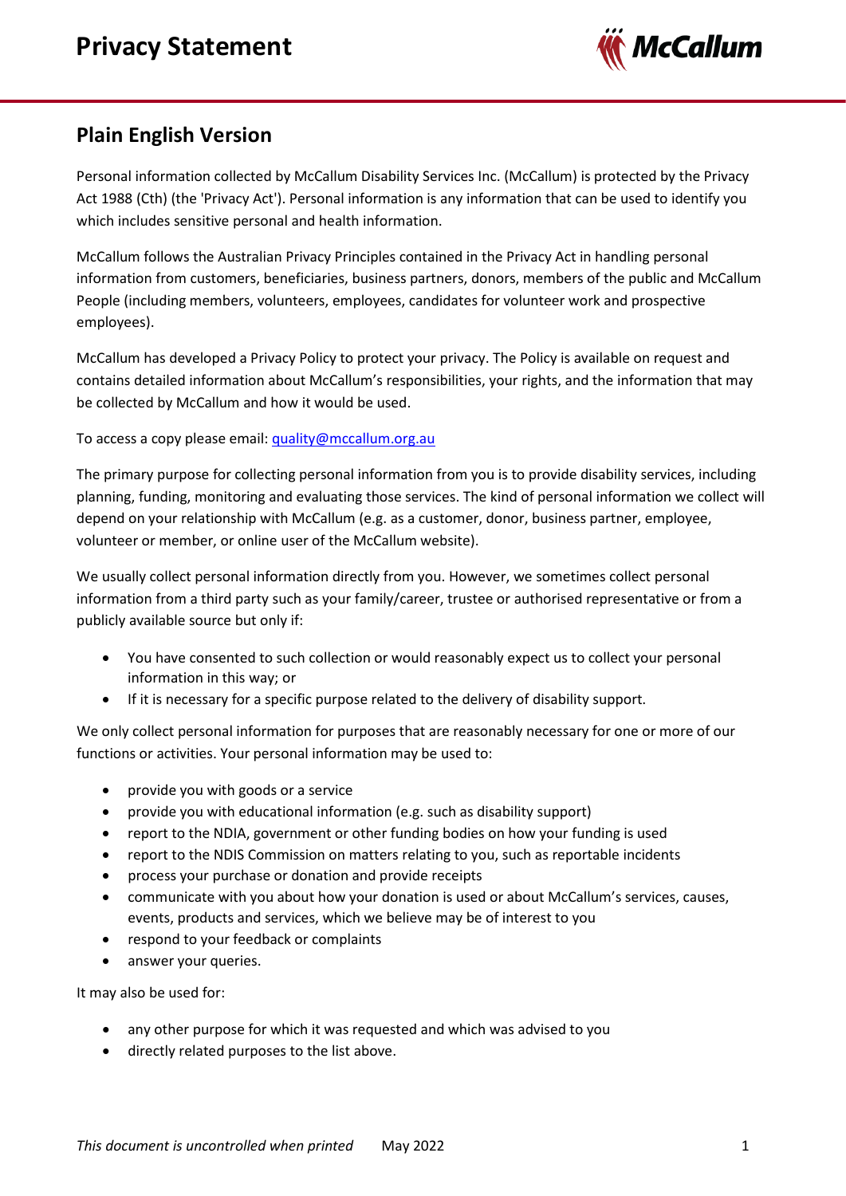# Privacy Statement

## Plain English Version

Personal information collected by McCallum Disability Services Inc. (McCallum) is protected by the Privacy Act 1988 (Cth) (the 'Privacy Act'). Personal information is any information that can be used to identify you which includes sensitive personal and health information.

McCallum follows the Australian Privacy Principles contained in the Privacy Act in handling personal information from customers, beneficiaries, business partners, donors, members of the public and McCallum People (including members, volunteers, employees, candidates for volunteer work and prospective employees).

McCallum has developed a Privacy Policy to protect your privacy. The Policy is available on request and contains detailed information about McCallum's responsibilities, your rights, and the information that may be collected by McCallum and how it would be used.

To access a copy please email: quality@mccallum.org.au

The primary purpose for collecting personal information from you is to provide disability services, including planning, funding, monitoring and evaluating those services. The kind of personal information we collect will depend on your relationship with McCallum (e.g. as a customer, donor, business partner, employee, volunteer or member, or online user of the McCallum website).

We usually collect personal information directly from you. However, we sometimes collect personal information from a third party such as your family/career, trustee or authorised representative or from a publicly available source but only if:

- You have consented to such collection or would reasonably expect us to collect your personal information in this way; or
- If it is necessary for a specific purpose related to the delivery of disability support.

We only collect personal information for purposes that are reasonably necessary for one or more of our functions or activities. Your personal information may be used to:

- provide you with goods or a service
- provide you with educational information (e.g. such as disability support)
- report to the NDIA, government or other funding bodies on how your funding is used
- report to the NDIS Commission on matters relating to you, such as reportable incidents
- process your purchase or donation and provide receipts
- communicate with you about how your donation is used or about McCallum's services, causes, events, products and services, which we believe may be of interest to you
- respond to your feedback or complaints
- answer your queries.

It may also be used for:

- any other purpose for which it was requested and which was advised to you
- directly related purposes to the list above.

*This document is uncontrolled when printed* May 2022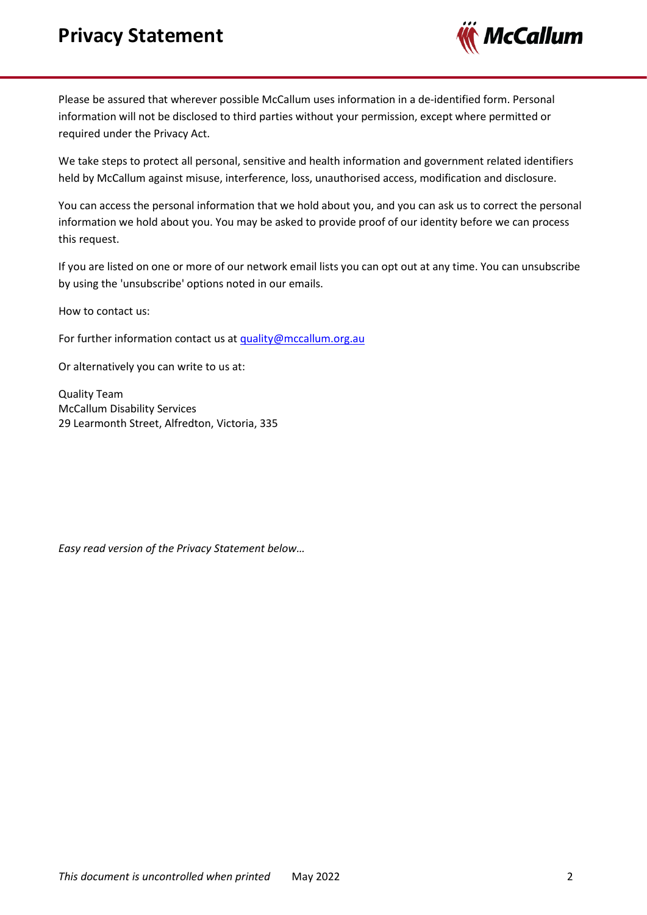Please be assured that wherever possible McCallum uses information in a de-identified form. Personal information will not be disclosed to third parties without your permission, except where permitted or required under the Privacy Act.

We take steps to protect all personal, sensitive and health information and government related identifiers held by McCallum against misuse, interference, loss, unauthorised access, modification and disclosure.

You can access the personal information that we hold about you, and you can ask us to correct the personal information we hold about you. You may be asked to provide proof of our identity before we can process this request.

If you are listed on one or more of our network email lists you can opt out at any time. You can unsubscribe by using the 'unsubscribe' options noted in our emails.

How to contact us:

For further information contact us at [quality@mccallum.org.au](mailto:quality@mccallum.org.au)

Or alternatively you can write to us at:

Quality Team  
McCallum Disability Services  
29 Learmonth Street, Alfredton, Victoria, 335

*Easy read version of the Privacy Statement below…*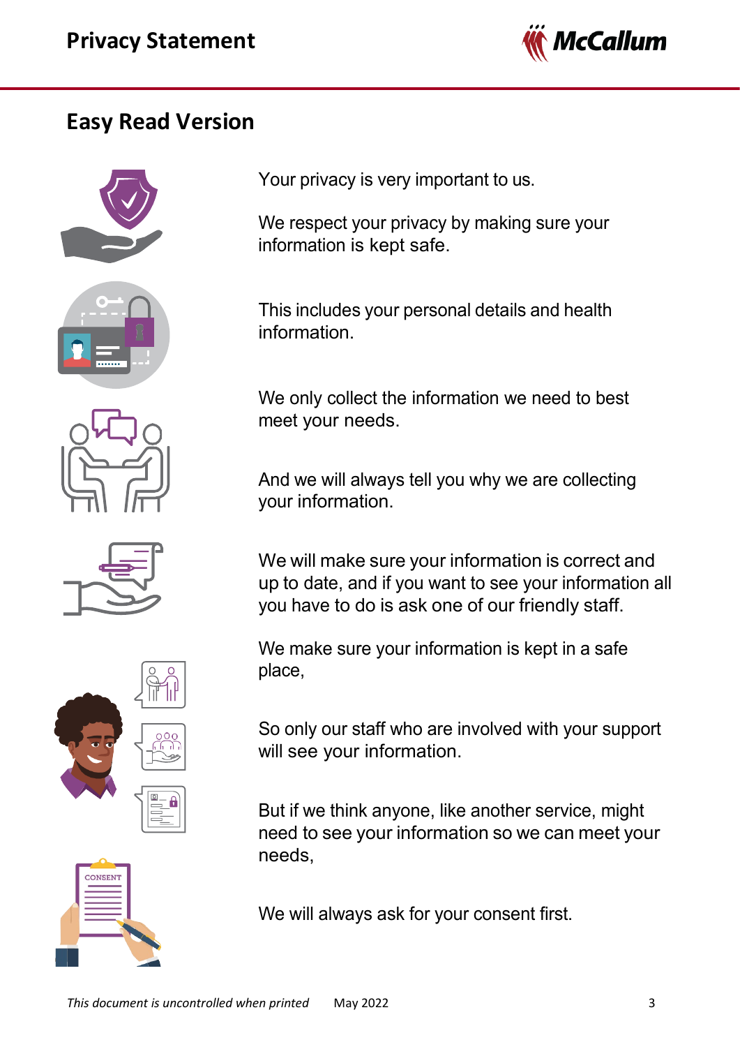# Privacy Statement

## Easy Read Version

Your privacy is very important to us.

We respect your privacy by making sure your information is kept safe.

This includes your personal details and health information.

We only collect the information we need to best meet your needs.

And we will always tell you why we are collecting your information.

We will make sure your information is correct and up to date, and if you want to see your information all you have to do is ask one of our friendly staff.

We make sure your information is kept in a safe place,

So only our staff who are involved with your support will see your information.

But if we think anyone, like another service, might need to see your information so we can meet your needs,

We will always ask for your consent first.

*This document is uncontrolled when printed* May 2022